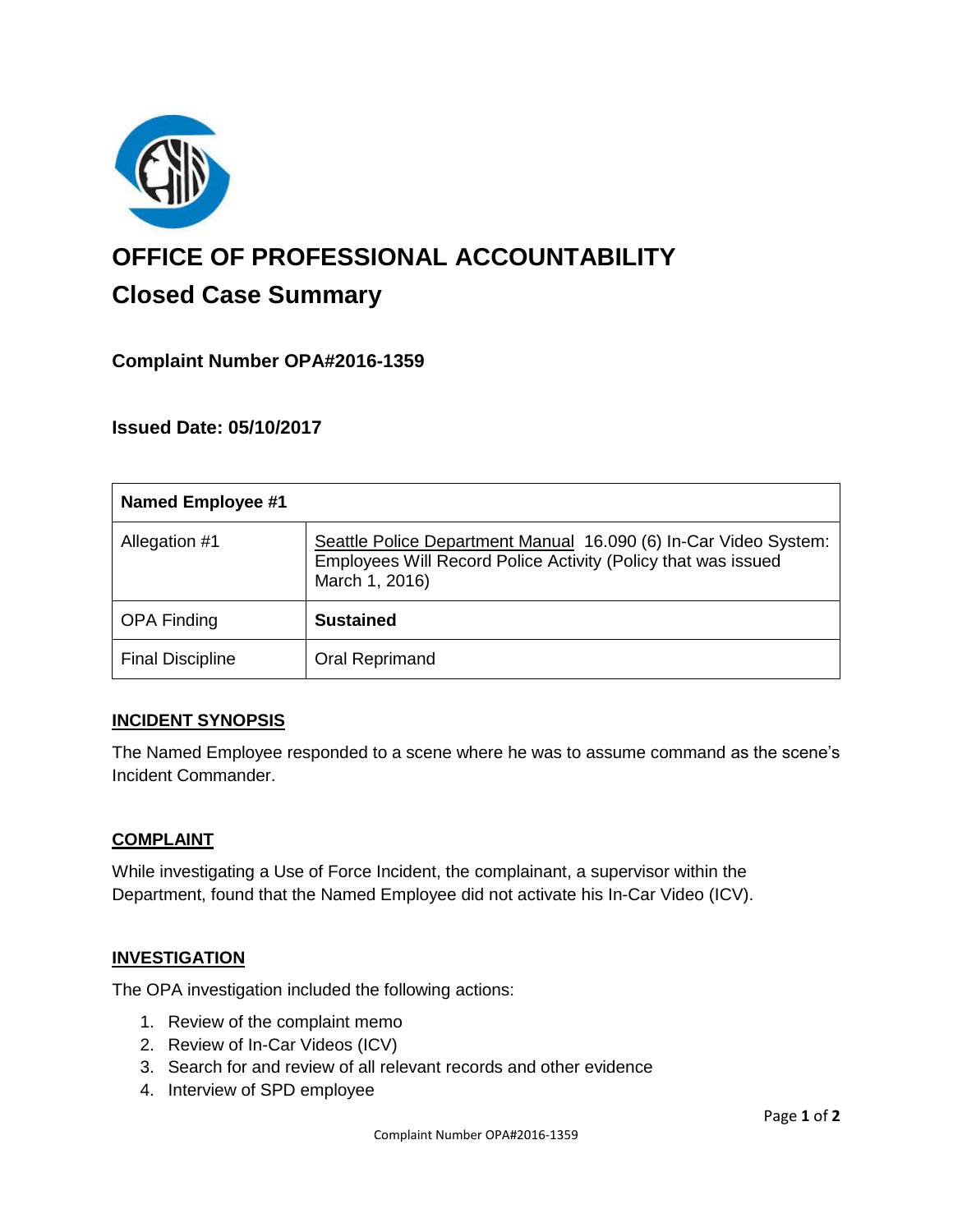# OFFICE OF PROFESSIONAL ACCOUNTABILITY

## Closed Case Summary

### Complaint Number OPA#2016-1359

### Issued Date: 05/10/2017

| Named Employee #1 | |
|---|---|
| Allegation #1 | Seattle Police Department Manual 16.090 (6) In-Car Video System: Employees Will Record Police Activity (Policy that was issued March 1, 2016) |
| OPA Finding | **Sustained** |
| Final Discipline | Oral Reprimand |

**INCIDENT SYNOPSIS**

The Named Employee responded to a scene where he was to assume command as the scene's Incident Commander.

**COMPLAINT**

While investigating a Use of Force Incident, the complainant, a supervisor within the Department, found that the Named Employee did not activate his In-Car Video (ICV).

**INVESTIGATION**

The OPA investigation included the following actions:

1. Review of the complaint memo
2. Review of In-Car Videos (ICV)
3. Search for and review of all relevant records and other evidence
4. Interview of SPD employee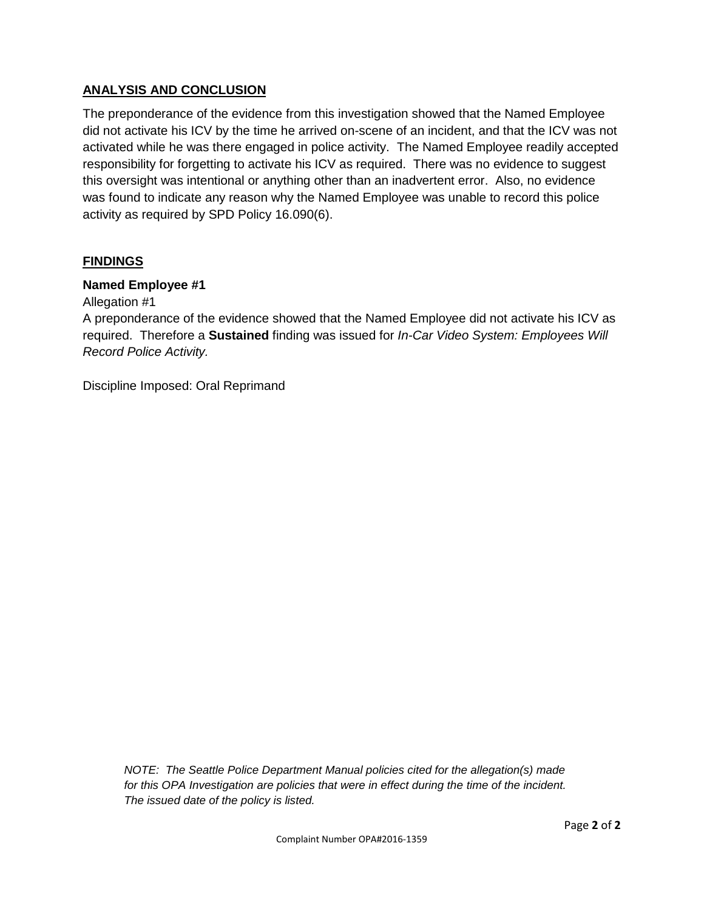## ANALYSIS AND CONCLUSION

The preponderance of the evidence from this investigation showed that the Named Employee did not activate his ICV by the time he arrived on-scene of an incident, and that the ICV was not activated while he was there engaged in police activity. The Named Employee readily accepted responsibility for forgetting to activate his ICV as required. There was no evidence to suggest this oversight was intentional or anything other than an inadvertent error. Also, no evidence was found to indicate any reason why the Named Employee was unable to record this police activity as required by SPD Policy 16.090(6).

## FINDINGS

**Named Employee #1**

Allegation #1

A preponderance of the evidence showed that the Named Employee did not activate his ICV as required. Therefore a **Sustained** finding was issued for *In-Car Video System: Employees Will Record Police Activity.*

Discipline Imposed: Oral Reprimand

*NOTE: The Seattle Police Department Manual policies cited for the allegation(s) made for this OPA Investigation are policies that were in effect during the time of the incident. The issued date of the policy is listed.*

Complaint Number OPA#2016-1359